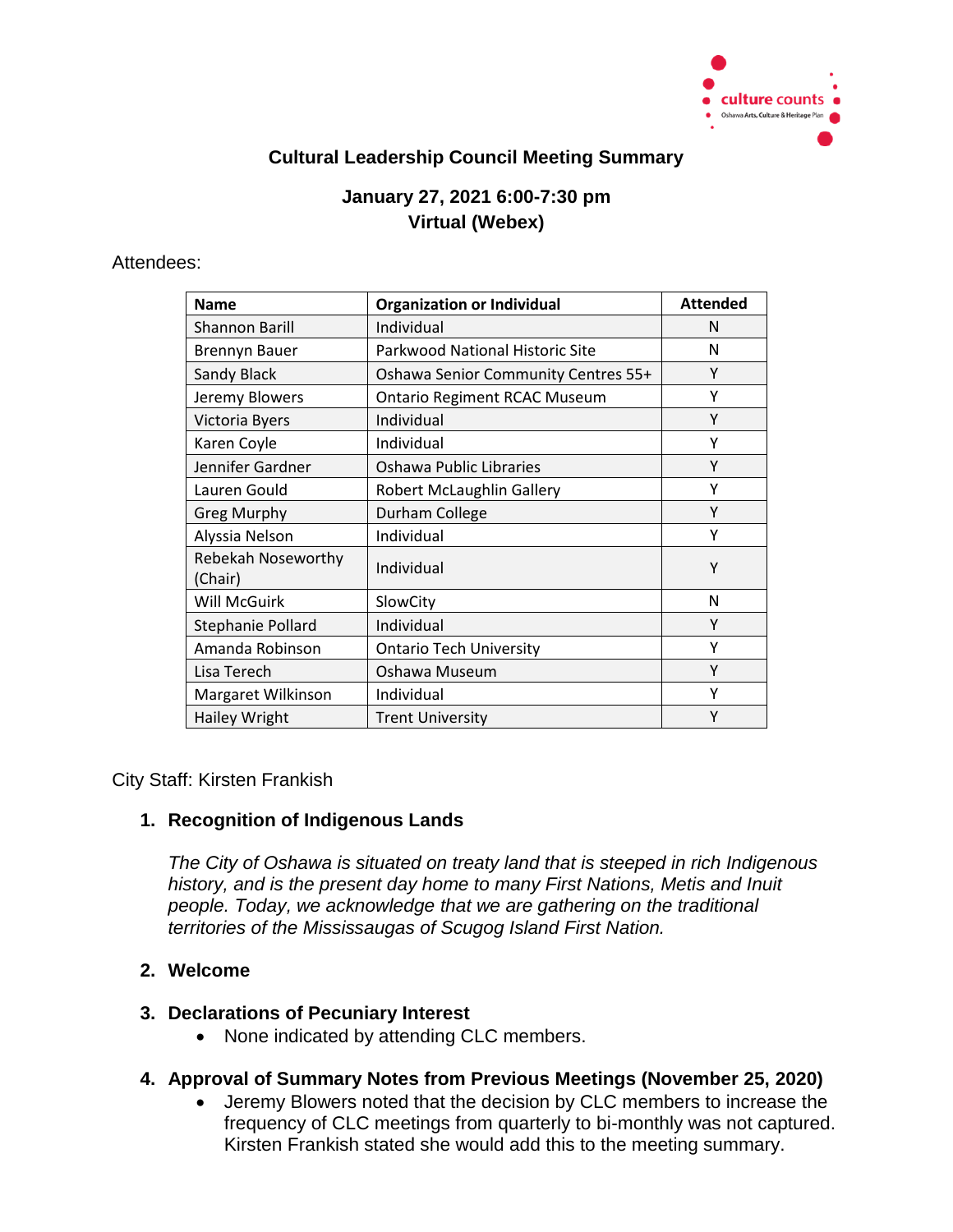# Cultural Leadership Council Meeting Summary

## January 27, 2021 6:00-7:30 pm
## Virtual (Webex)

Attendees:

| Name | Organization or Individual | Attended |
|---|---|---|
| Shannon Barill | Individual | N |
| Brennyn Bauer | Parkwood National Historic Site | N |
| Sandy Black | Oshawa Senior Community Centres 55+ | Y |
| Jeremy Blowers | Ontario Regiment RCAC Museum | Y |
| Victoria Byers | Individual | Y |
| Karen Coyle | Individual | Y |
| Jennifer Gardner | Oshawa Public Libraries | Y |
| Lauren Gould | Robert McLaughlin Gallery | Y |
| Greg Murphy | Durham College | Y |
| Alyssia Nelson | Individual | Y |
| Rebekah Noseworthy (Chair) | Individual | Y |
| Will McGuirk | SlowCity | N |
| Stephanie Pollard | Individual | Y |
| Amanda Robinson | Ontario Tech University | Y |
| Lisa Terech | Oshawa Museum | Y |
| Margaret Wilkinson | Individual | Y |
| Hailey Wright | Trent University | Y |

City Staff: Kirsten Frankish

1. **Recognition of Indigenous Lands**

   *The City of Oshawa is situated on treaty land that is steeped in rich Indigenous history, and is the present day home to many First Nations, Metis and Inuit people. Today, we acknowledge that we are gathering on the traditional territories of the Mississaugas of Scugog Island First Nation.*

2. **Welcome**

3. **Declarations of Pecuniary Interest**
   - None indicated by attending CLC members.

4. **Approval of Summary Notes from Previous Meetings (November 25, 2020)**
   - Jeremy Blowers noted that the decision by CLC members to increase the frequency of CLC meetings from quarterly to bi-monthly was not captured. Kirsten Frankish stated she would add this to the meeting summary.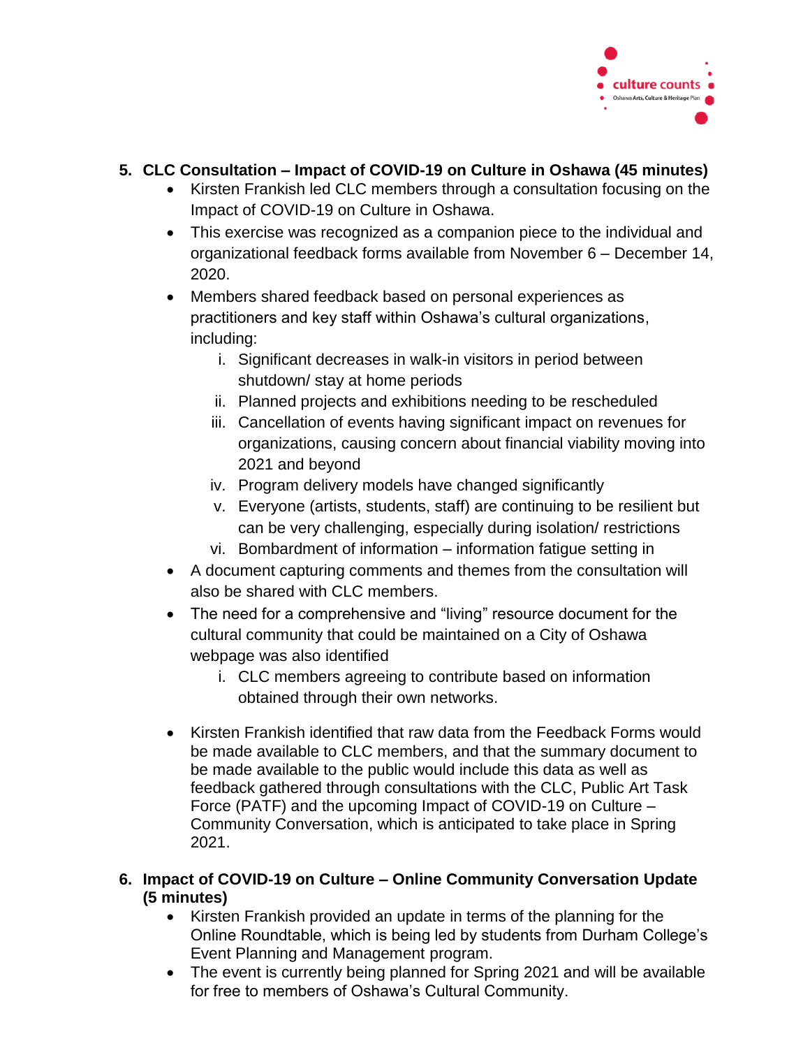5. **CLC Consultation – Impact of COVID-19 on Culture in Oshawa (45 minutes)**
   - Kirsten Frankish led CLC members through a consultation focusing on the Impact of COVID-19 on Culture in Oshawa.
   - This exercise was recognized as a companion piece to the individual and organizational feedback forms available from November 6 – December 14, 2020.
   - Members shared feedback based on personal experiences as practitioners and key staff within Oshawa's cultural organizations, including:
     i. Significant decreases in walk-in visitors in period between shutdown/ stay at home periods
     ii. Planned projects and exhibitions needing to be rescheduled
     iii. Cancellation of events having significant impact on revenues for organizations, causing concern about financial viability moving into 2021 and beyond
     iv. Program delivery models have changed significantly
     v. Everyone (artists, students, staff) are continuing to be resilient but can be very challenging, especially during isolation/ restrictions
     vi. Bombardment of information – information fatigue setting in
   - A document capturing comments and themes from the consultation will also be shared with CLC members.
   - The need for a comprehensive and "living" resource document for the cultural community that could be maintained on a City of Oshawa webpage was also identified
     i. CLC members agreeing to contribute based on information obtained through their own networks.
   - Kirsten Frankish identified that raw data from the Feedback Forms would be made available to CLC members, and that the summary document to be made available to the public would include this data as well as feedback gathered through consultations with the CLC, Public Art Task Force (PATF) and the upcoming Impact of COVID-19 on Culture – Community Conversation, which is anticipated to take place in Spring 2021.

6. **Impact of COVID-19 on Culture – Online Community Conversation Update (5 minutes)**
   - Kirsten Frankish provided an update in terms of the planning for the Online Roundtable, which is being led by students from Durham College's Event Planning and Management program.
   - The event is currently being planned for Spring 2021 and will be available for free to members of Oshawa's Cultural Community.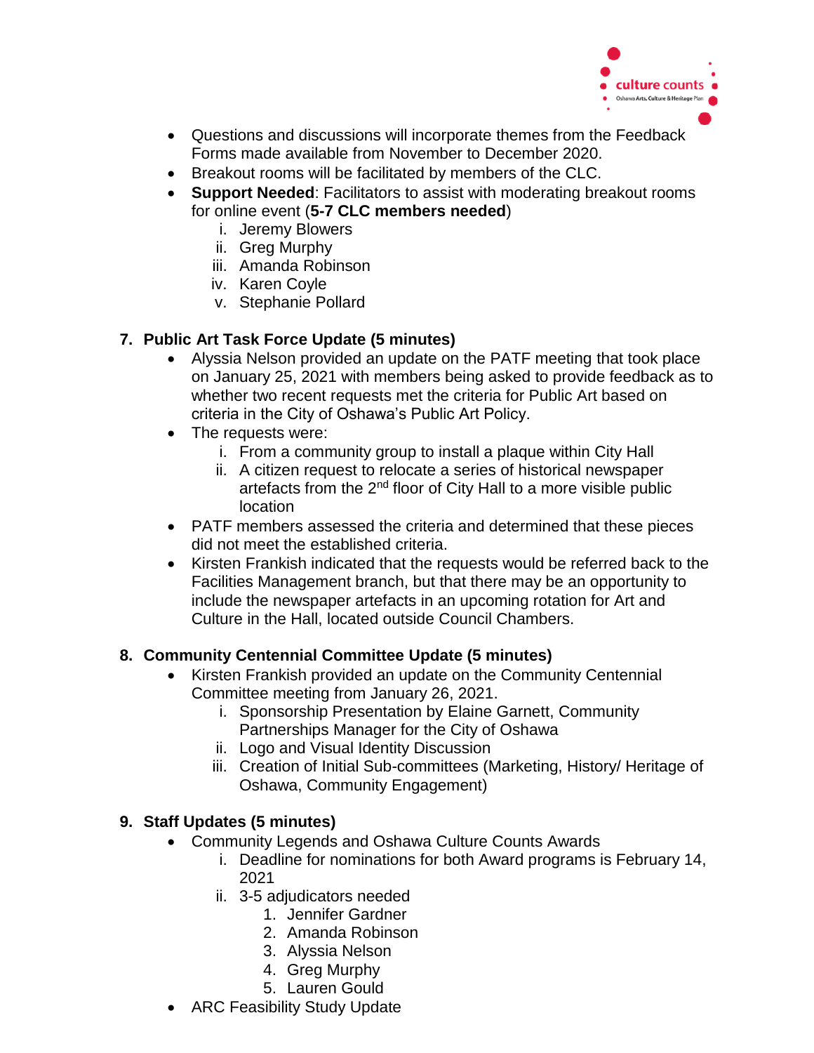- Questions and discussions will incorporate themes from the Feedback Forms made available from November to December 2020.
- Breakout rooms will be facilitated by members of the CLC.
- **Support Needed**: Facilitators to assist with moderating breakout rooms for online event (**5-7 CLC members needed**)
    i. Jeremy Blowers
    ii. Greg Murphy
    iii. Amanda Robinson
    iv. Karen Coyle
    v. Stephanie Pollard

**7. Public Art Task Force Update (5 minutes)**

- Alyssia Nelson provided an update on the PATF meeting that took place on January 25, 2021 with members being asked to provide feedback as to whether two recent requests met the criteria for Public Art based on criteria in the City of Oshawa's Public Art Policy.
- The requests were:
    i. From a community group to install a plaque within City Hall
    ii. A citizen request to relocate a series of historical newspaper artefacts from the 2nd floor of City Hall to a more visible public location
- PATF members assessed the criteria and determined that these pieces did not meet the established criteria.
- Kirsten Frankish indicated that the requests would be referred back to the Facilities Management branch, but that there may be an opportunity to include the newspaper artefacts in an upcoming rotation for Art and Culture in the Hall, located outside Council Chambers.

**8. Community Centennial Committee Update (5 minutes)**

- Kirsten Frankish provided an update on the Community Centennial Committee meeting from January 26, 2021.
    i. Sponsorship Presentation by Elaine Garnett, Community Partnerships Manager for the City of Oshawa
    ii. Logo and Visual Identity Discussion
    iii. Creation of Initial Sub-committees (Marketing, History/ Heritage of Oshawa, Community Engagement)

**9. Staff Updates (5 minutes)**

- Community Legends and Oshawa Culture Counts Awards
    i. Deadline for nominations for both Award programs is February 14, 2021
    ii. 3-5 adjudicators needed
        1. Jennifer Gardner
        2. Amanda Robinson
        3. Alyssia Nelson
        4. Greg Murphy
        5. Lauren Gould
- ARC Feasibility Study Update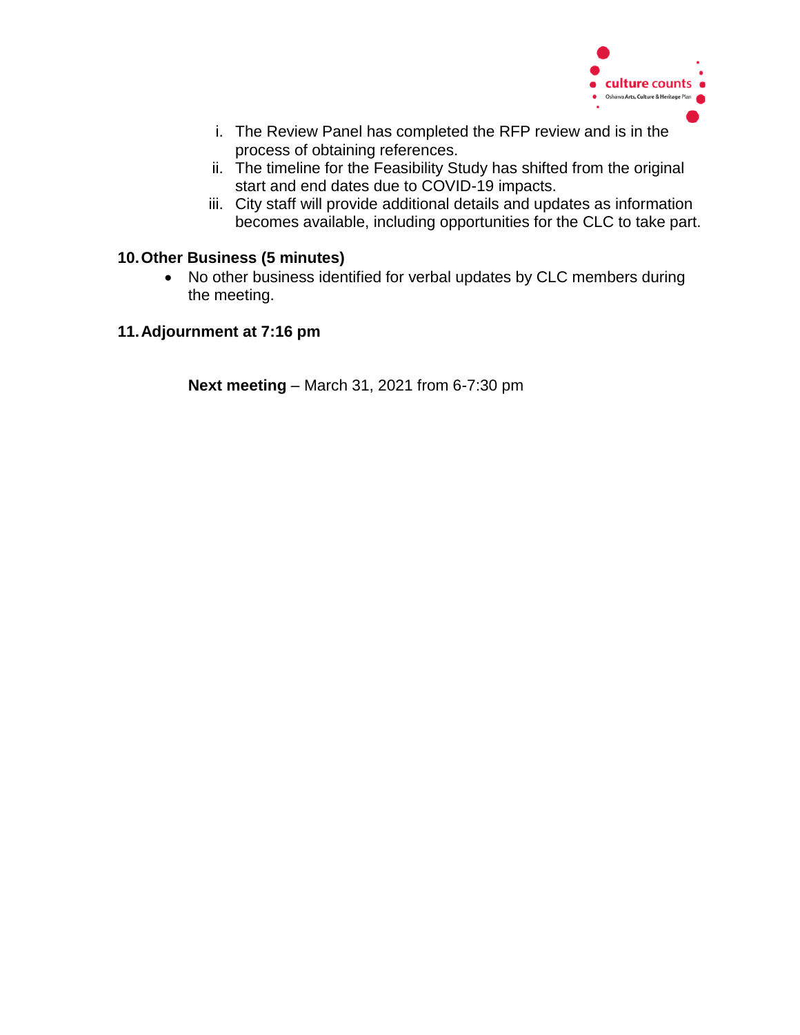i. The Review Panel has completed the RFP review and is in the process of obtaining references.
ii. The timeline for the Feasibility Study has shifted from the original start and end dates due to COVID-19 impacts.
iii. City staff will provide additional details and updates as information becomes available, including opportunities for the CLC to take part.

**10. Other Business (5 minutes)**

- No other business identified for verbal updates by CLC members during the meeting.

**11. Adjournment at 7:16 pm**

**Next meeting** – March 31, 2021 from 6-7:30 pm